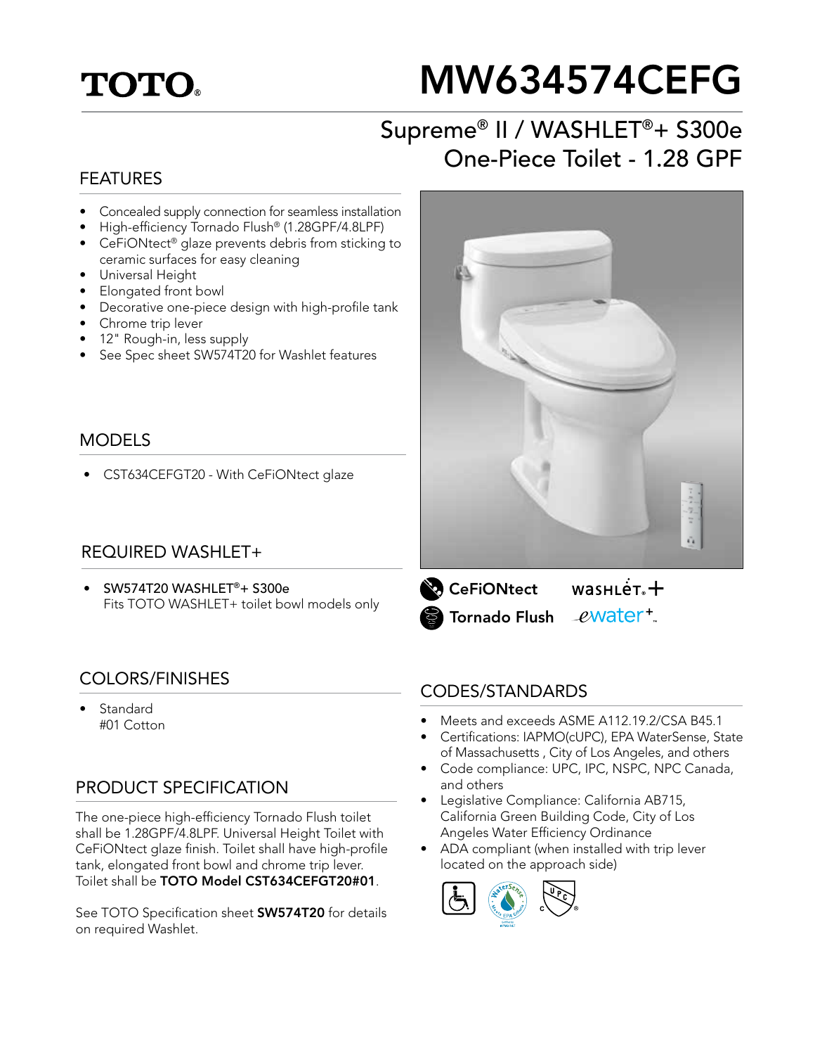TOTO®

# MW634574CEFG

## Supreme® II / WASHLET®+ S300e One-Piece Toilet - 1.28 GPF

### FEATURES

- Concealed supply connection for seamless installation
- High-efficiency Tornado Flush® (1.28GPF/4.8LPF)
- CeFiONtect® glaze prevents debris from sticking to ceramic surfaces for easy cleaning
- Universal Height
- Elongated front bowl
- Decorative one-piece design with high-profile tank
- Chrome trip lever
- 12" Rough-in, less supply
- See Spec sheet SW574T20 for Washlet features

### MODELS

- CST634CEFGT20 - With CeFiONtect glaze

### REQUIRED WASHLET+

- SW574T20 WASHLET®+ S300e
  Fits TOTO WASHLET+ toilet bowl models only

CeFiONtect

Tornado Flush

WASHLET®+

ewater+™

### COLORS/FINISHES

- Standard
  #01 Cotton

### PRODUCT SPECIFICATION

The one-piece high-efficiency Tornado Flush toilet shall be 1.28GPF/4.8LPF. Universal Height Toilet with CeFiONtect glaze finish. Toilet shall have high-profile tank, elongated front bowl and chrome trip lever. Toilet shall be **TOTO Model CST634CEFGT20#01**.

See TOTO Specification sheet **SW574T20** for details on required Washlet.

### CODES/STANDARDS

- Meets and exceeds ASME A112.19.2/CSA B45.1
- Certifications: IAPMO(cUPC), EPA WaterSense, State of Massachusetts , City of Los Angeles, and others
- Code compliance: UPC, IPC, NSPC, NPC Canada, and others
- Legislative Compliance: California AB715, California Green Building Code, City of Los Angeles Water Efficiency Ordinance
- ADA compliant (when installed with trip lever located on the approach side)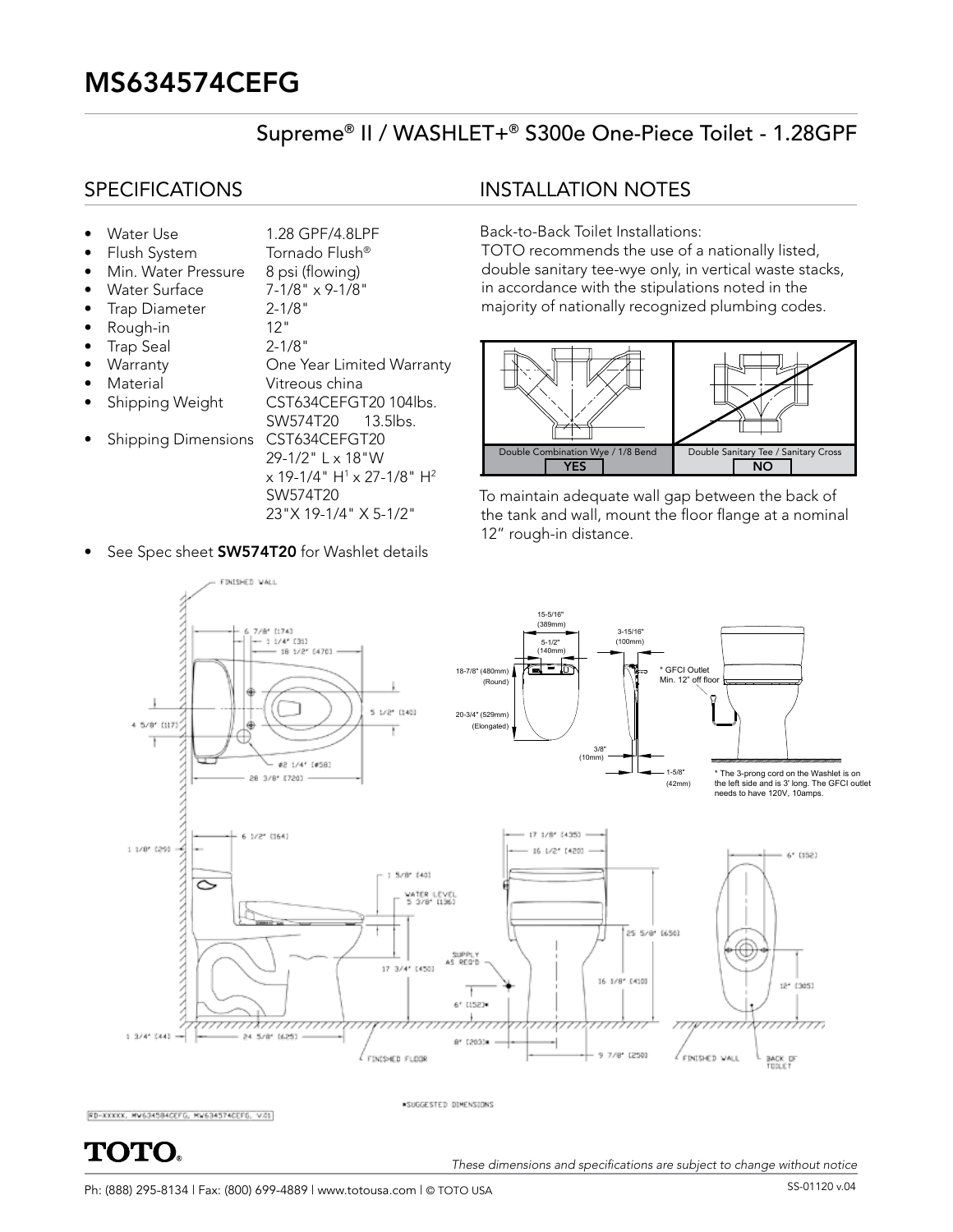# MS634574CEFG

## Supreme® II / WASHLET+® S300e One-Piece Toilet - 1.28GPF

## SPECIFICATIONS

- Water Use 1.28 GPF/4.8LPF
- Flush System Tornado Flush®
- Min. Water Pressure 8 psi (flowing)
- Water Surface 7-1/8" x 9-1/8"
- Trap Diameter 2-1/8"
- Rough-in 12"
- Trap Seal 2-1/8"
- Warranty One Year Limited Warranty
- Material Vitreous china
- Shipping Weight CST634CEFGT20 104lbs.
  SW574T20 13.5lbs.
- Shipping Dimensions CST634CEFGT20
  29-1/2" L x 18"W
  x 19-1/4" H[1] x 27-1/8" H[2]
  SW574T20
  23"X 19-1/4" X 5-1/2"
- See Spec sheet **SW574T20** for Washlet details

## INSTALLATION NOTES

Back-to-Back Toilet Installations:
TOTO recommends the use of a nationally listed, double sanitary tee-wye only, in vertical waste stacks, in accordance with the stipulations noted in the majority of nationally recognized plumbing codes.

Double Combination Wye / 1/8 Bend
YES

Double Sanitary Tee / Sanitary Cross
NO

To maintain adequate wall gap between the back of the tank and wall, mount the floor flange at a nominal 12" rough-in distance.

FINISHED WALL
6 7/8" [174]
1 1/4" [31]
18 1/2" [470]
5 1/2" [140]
4 5/8" [117]
Ø2 1/4" [Ø58]
28 3/8" [720]

15-5/16" (389mm)
5-1/2" (140mm)
3-15/16" (100mm)
18-7/8" (480mm) (Round)
20-3/4" (529mm) (Elongated)
3/8" (10mm)
1-5/8" (42mm)
* GFCI Outlet Min. 12" off floor
* The 3-prong cord on the Washlet is on the left side and is 3' long. The GFCI outlet needs to have 120V, 10amps.

1 1/8" [29]
6 1/2" [164]
1 5/8" [40]
WATER LEVEL 5 3/8" [136]
17 3/4" [450]
SUPPLY AS REQ'D
6" [152]*
1 3/4" [44]
24 5/8" [625]
FINISHED FLOOR
8" [203]*
17 1/8" [435]
16 1/2" [420]
25 5/8" [650]
16 1/8" [410]
9 7/8" [250]
6" [152]
12" [305]
FINISHED WALL
BACK OF TOILET

*SUGGESTED DIMENSIONS

RD-XXXXX, MW634584CEFG, MW634574CEFG, V.01

TOTO

*These dimensions and specifications are subject to change without notice*

Ph: (888) 295-8134 | Fax: (800) 699-4889 | www.totousa.com | © TOTO USA

SS-01120 v.04